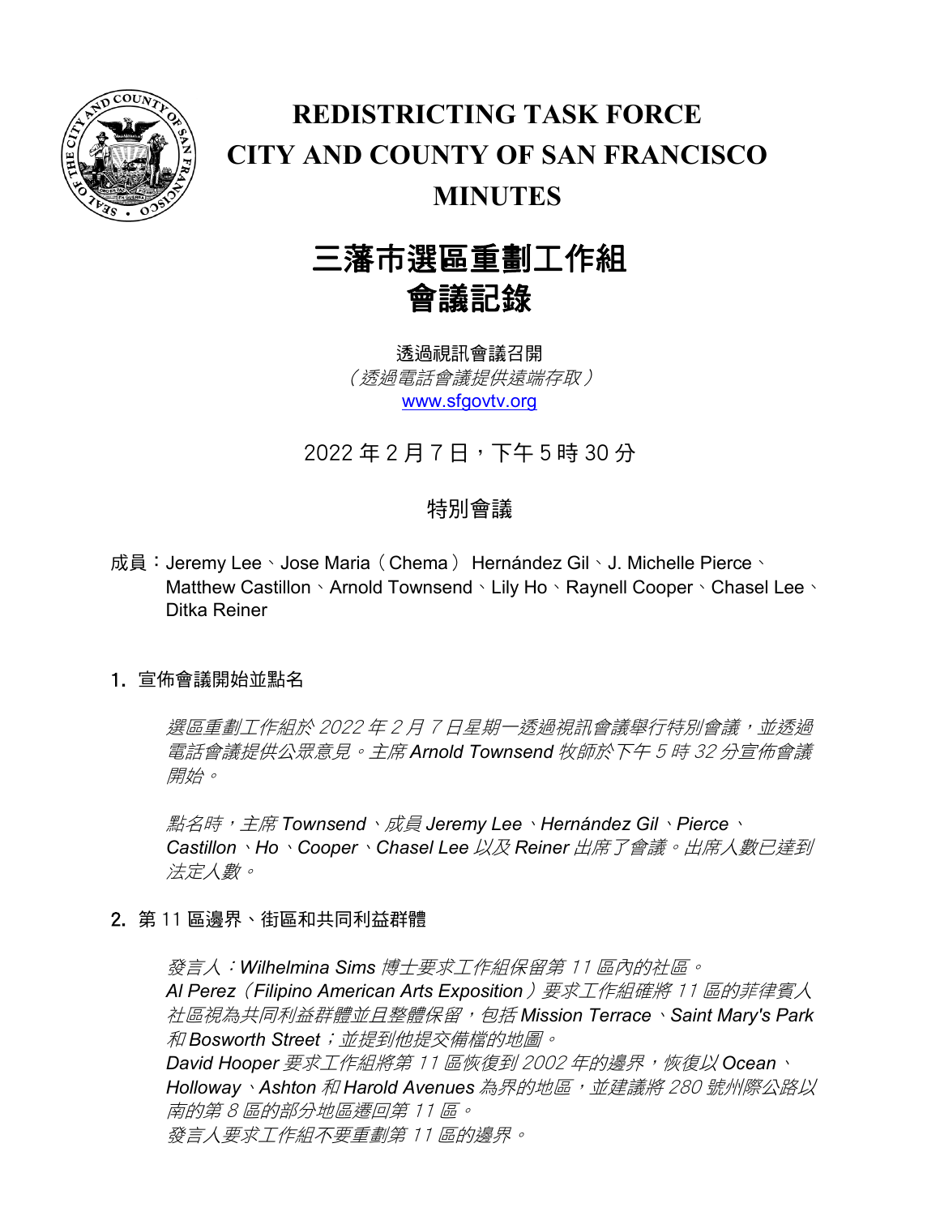# REDISTRICTING TASK FORCE
# CITY AND COUNTY OF SAN FRANCISCO
# MINUTES

# 三藩市選區重劃工作組
# 會議記錄

透過視訊會議召開

*（透過電話會議提供遠端存取）*

www.sfgovtv.org

2022 年 2 月 7 日，下午 5 時 30 分

特別會議

成員：Jeremy Lee、Jose Maria（Chema） Hernández Gil、J. Michelle Pierce、Matthew Castillon、Arnold Townsend、Lily Ho、Raynell Cooper、Chasel Lee、Ditka Reiner

## 1. 宣佈會議開始並點名

*選區重劃工作組於 2022 年 2 月 7 日星期一透過視訊會議舉行特別會議，並透過電話會議提供公眾意見。主席 Arnold Townsend 牧師於下午 5 時 32 分宣佈會議開始。*

*點名時，主席 Townsend、成員 Jeremy Lee、Hernández Gil、Pierce、Castillon、Ho、Cooper、Chasel Lee 以及 Reiner 出席了會議。出席人數已達到法定人數。*

## 2. 第 11 區邊界、街區和共同利益群體

*發言人：Wilhelmina Sims 博士要求工作組保留第 11 區內的社區。*
*Al Perez（Filipino American Arts Exposition）要求工作組確將 11 區的菲律賓人社區視為共同利益群體並且整體保留，包括 Mission Terrace、Saint Mary's Park 和 Bosworth Street；並提到他提交備檔的地圖。*
*David Hooper 要求工作組將第 11 區恢復到 2002 年的邊界，恢復以 Ocean、Holloway、Ashton 和 Harold Avenues 為界的地區，並建議將 280 號州際公路以南的第 8 區的部分地區遷回第 11 區。*
*發言人要求工作組不要重劃第 11 區的邊界。*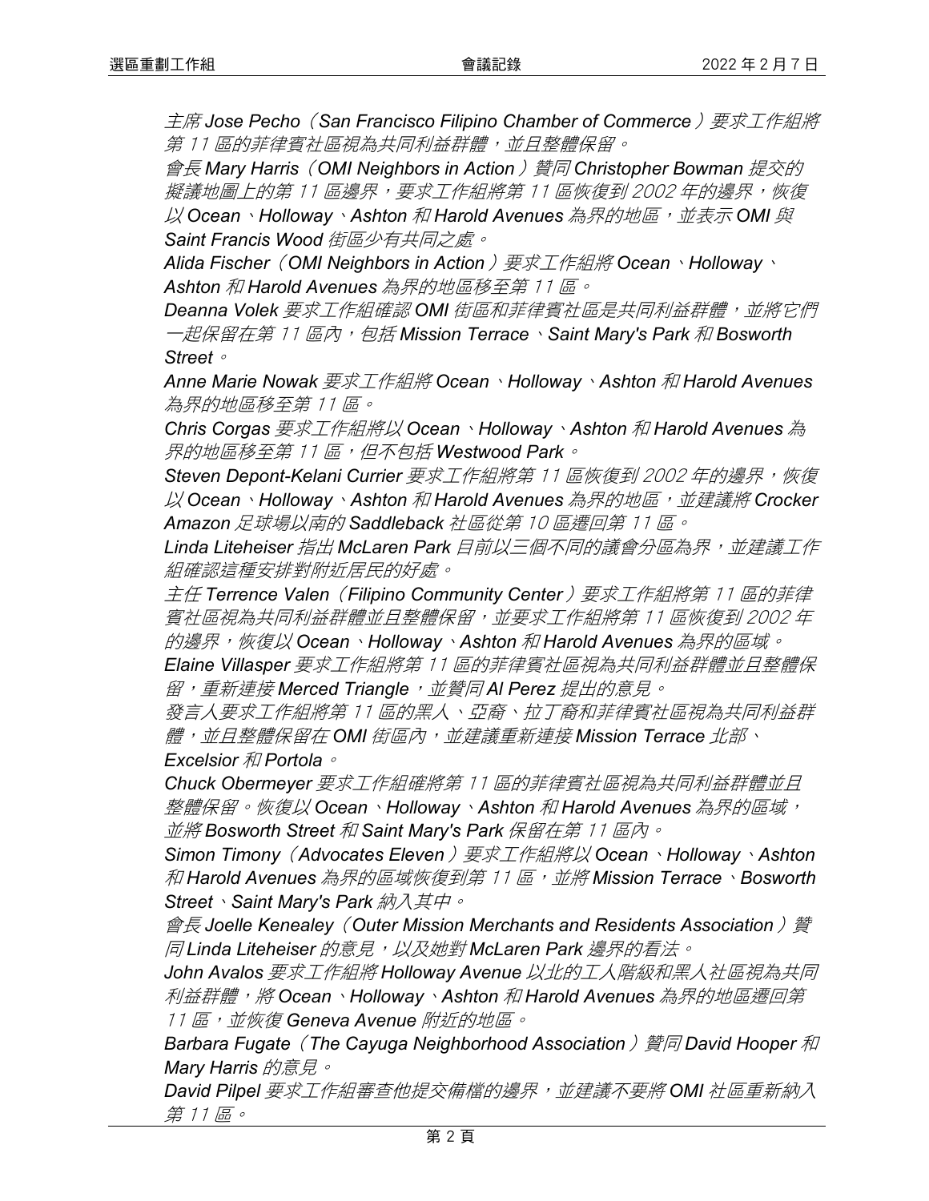*主席 Jose Pecho（San Francisco Filipino Chamber of Commerce）要求工作組將第 11 區的菲律賓社區視為共同利益群體，並且整體保留。*

*會長 Mary Harris（OMI Neighbors in Action）贊同 Christopher Bowman 提交的擬議地圖上的第 11 區邊界，要求工作組將第 11 區恢復到 2002 年的邊界，恢復以 Ocean、Holloway、Ashton 和 Harold Avenues 為界的地區，並表示 OMI 與 Saint Francis Wood 街區少有共同之處。*

*Alida Fischer（OMI Neighbors in Action）要求工作組將 Ocean、Holloway、Ashton 和 Harold Avenues 為界的地區移至第 11 區。*

*Deanna Volek 要求工作組確認 OMI 街區和菲律賓社區是共同利益群體，並將它們一起保留在第 11 區內，包括 Mission Terrace、Saint Mary's Park 和 Bosworth Street。*

*Anne Marie Nowak 要求工作組將 Ocean、Holloway、Ashton 和 Harold Avenues 為界的地區移至第 11 區。*

*Chris Corgas 要求工作組將以 Ocean、Holloway、Ashton 和 Harold Avenues 為界的地區移至第 11 區，但不包括 Westwood Park。*

*Steven Depont-Kelani Currier 要求工作組將第 11 區恢復到 2002 年的邊界，恢復以 Ocean、Holloway、Ashton 和 Harold Avenues 為界的地區，並建議將 Crocker Amazon 足球場以南的 Saddleback 社區從第 10 區遷回第 11 區。*

*Linda Liteheiser 指出 McLaren Park 目前以三個不同的議會分區為界，並建議工作組確認這種安排對附近居民的好處。*

*主任 Terrence Valen（Filipino Community Center）要求工作組將第 11 區的菲律賓社區視為共同利益群體並且整體保留，並要求工作組將第 11 區恢復到 2002 年的邊界，恢復以 Ocean、Holloway、Ashton 和 Harold Avenues 為界的區域。*

*Elaine Villasper 要求工作組將第 11 區的菲律賓社區視為共同利益群體並且整體保留，重新連接 Merced Triangle，並贊同 Al Perez 提出的意見。*

*發言人要求工作組將第 11 區的黑人、亞裔、拉丁裔和菲律賓社區視為共同利益群體，並且整體保留在 OMI 街區內，並建議重新連接 Mission Terrace 北部、Excelsior 和 Portola。*

*Chuck Obermeyer 要求工作組確將第 11 區的菲律賓社區視為共同利益群體並且整體保留。恢復以 Ocean、Holloway、Ashton 和 Harold Avenues 為界的區域，並將 Bosworth Street 和 Saint Mary's Park 保留在第 11 區內。*

*Simon Timony（Advocates Eleven）要求工作組將以 Ocean、Holloway、Ashton 和 Harold Avenues 為界的區域恢復到第 11 區，並將 Mission Terrace、Bosworth Street、Saint Mary's Park 納入其中。*

*會長 Joelle Kenealey（Outer Mission Merchants and Residents Association）贊同 Linda Liteheiser 的意見，以及她對 McLaren Park 邊界的看法。*

*John Avalos 要求工作組將 Holloway Avenue 以北的工人階級和黑人社區視為共同利益群體，將 Ocean、Holloway、Ashton 和 Harold Avenues 為界的地區遷回第 11 區，並恢復 Geneva Avenue 附近的地區。*

*Barbara Fugate（The Cayuga Neighborhood Association）贊同 David Hooper 和 Mary Harris 的意見。*

*David Pilpel 要求工作組審查他提交備檔的邊界，並建議不要將 OMI 社區重新納入第 11 區。*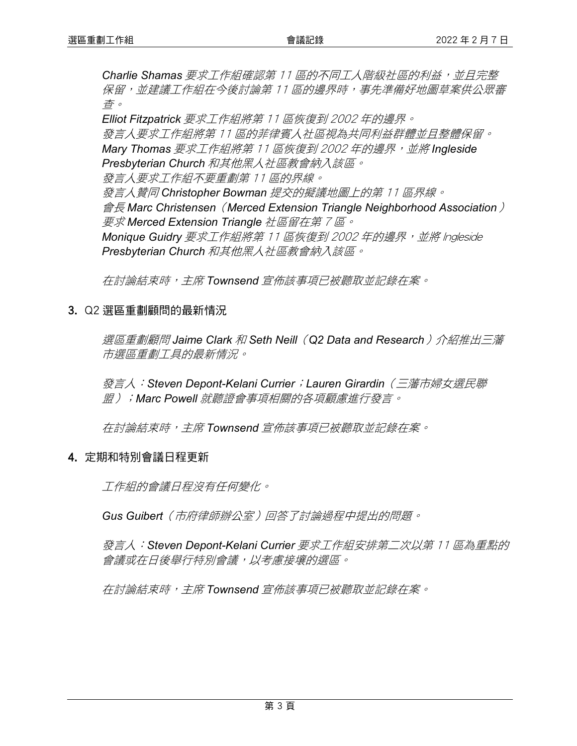*Charlie Shamas 要求工作組確認第 11 區的不同工人階級社區的利益，並且完整保留，並建議工作組在今後討論第 11 區的邊界時，事先準備好地圖草案供公眾審查。*
*Elliot Fitzpatrick 要求工作組將第 11 區恢復到 2002 年的邊界。*
*發言人要求工作組將第 11 區的菲律賓人社區視為共同利益群體並且整體保留。*
*Mary Thomas 要求工作組將第 11 區恢復到 2002 年的邊界，並將 Ingleside Presbyterian Church 和其他黑人社區教會納入該區。*
*發言人要求工作組不要重劃第 11 區的界線。*
*發言人贊同 Christopher Bowman 提交的擬議地圖上的第 11 區界線。*
*會長 Marc Christensen（Merced Extension Triangle Neighborhood Association）要求 Merced Extension Triangle 社區留在第 7 區。*
*Monique Guidry 要求工作組將第 11 區恢復到 2002 年的邊界，並將 Ingleside Presbyterian Church 和其他黑人社區教會納入該區。*

*在討論結束時，主席 Townsend 宣佈該事項已被聽取並記錄在案。*

**3.** Q2 **選區重劃顧問的最新情況**

*選區重劃顧問 Jaime Clark 和 Seth Neill（Q2 Data and Research）介紹推出三藩市選區重劃工具的最新情況。*

*發言人：Steven Depont-Kelani Currier；Lauren Girardin（三藩市婦女選民聯盟）；Marc Powell 就聽證會事項相關的各項顧慮進行發言。*

*在討論結束時，主席 Townsend 宣佈該事項已被聽取並記錄在案。*

**4. 定期和特別會議日程更新**

*工作組的會議日程沒有任何變化。*

*Gus Guibert（市府律師辦公室）回答了討論過程中提出的問題。*

*發言人：Steven Depont-Kelani Currier 要求工作組安排第二次以第 11 區為重點的會議或在日後舉行特別會議，以考慮接壤的選區。*

*在討論結束時，主席 Townsend 宣佈該事項已被聽取並記錄在案。*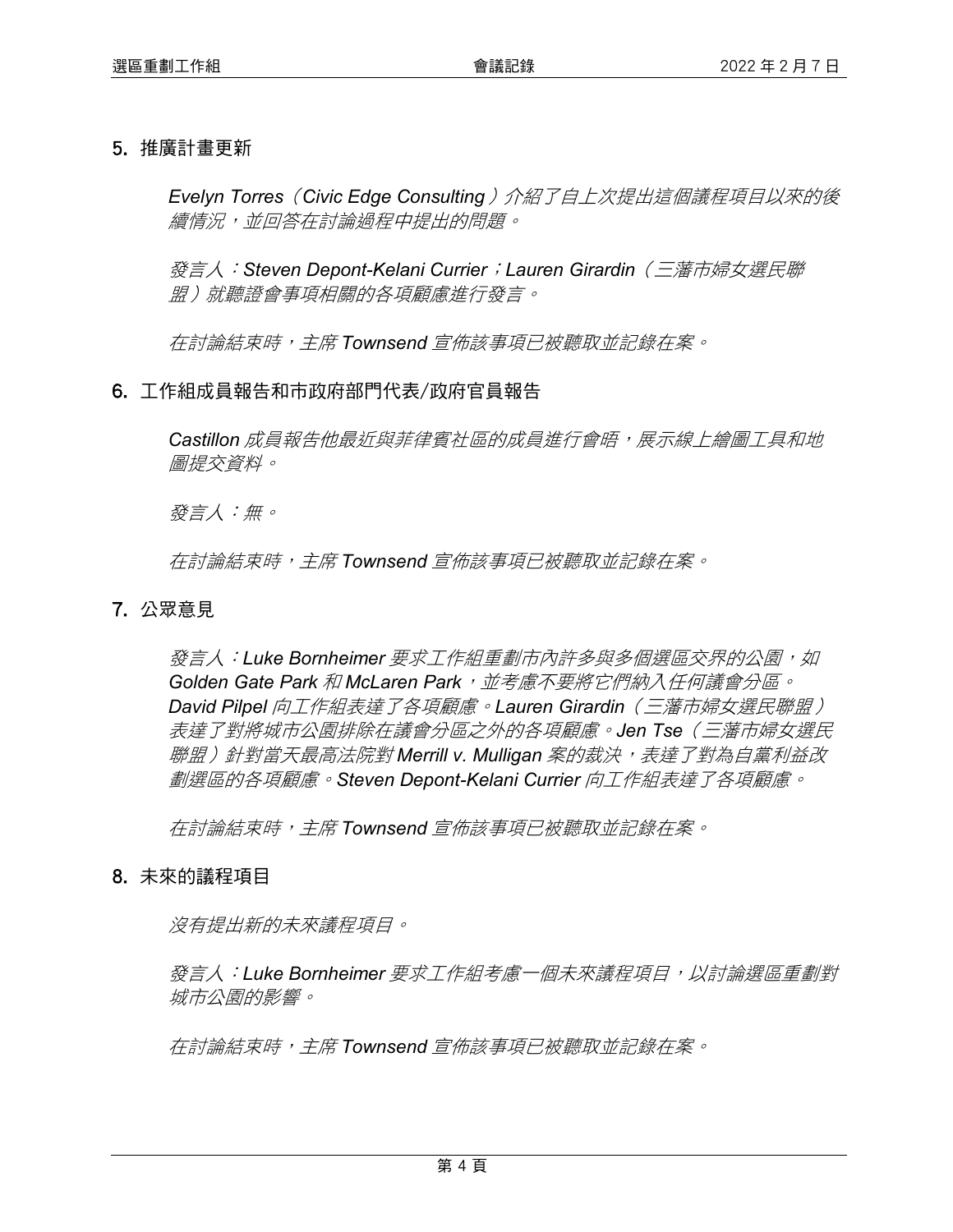## 5. 推廣計畫更新

*Evelyn Torres（Civic Edge Consulting）介紹了自上次提出這個議程項目以來的後續情況，並回答在討論過程中提出的問題。*

*發言人：Steven Depont-Kelani Currier；Lauren Girardin（三藩市婦女選民聯盟）就聽證會事項相關的各項顧慮進行發言。*

*在討論結束時，主席 Townsend 宣佈該事項已被聽取並記錄在案。*

## 6. 工作組成員報告和市政府部門代表/政府官員報告

*Castillon 成員報告他最近與菲律賓社區的成員進行會晤，展示線上繪圖工具和地圖提交資料。*

*發言人：無。*

*在討論結束時，主席 Townsend 宣佈該事項已被聽取並記錄在案。*

## 7. 公眾意見

*發言人：Luke Bornheimer 要求工作組重劃市內許多與多個選區交界的公園，如 Golden Gate Park 和 McLaren Park，並考慮不要將它們納入任何議會分區。David Pilpel 向工作組表達了各項顧慮。Lauren Girardin（三藩市婦女選民聯盟）表達了對將城市公園排除在議會分區之外的各項顧慮。Jen Tse（三藩市婦女選民聯盟）針對當天最高法院對 Merrill v. Mulligan 案的裁決，表達了對為自黨利益改劃選區的各項顧慮。Steven Depont-Kelani Currier 向工作組表達了各項顧慮。*

*在討論結束時，主席 Townsend 宣佈該事項已被聽取並記錄在案。*

## 8. 未來的議程項目

*沒有提出新的未來議程項目。*

*發言人：Luke Bornheimer 要求工作組考慮一個未來議程項目，以討論選區重劃對城市公園的影響。*

*在討論結束時，主席 Townsend 宣佈該事項已被聽取並記錄在案。*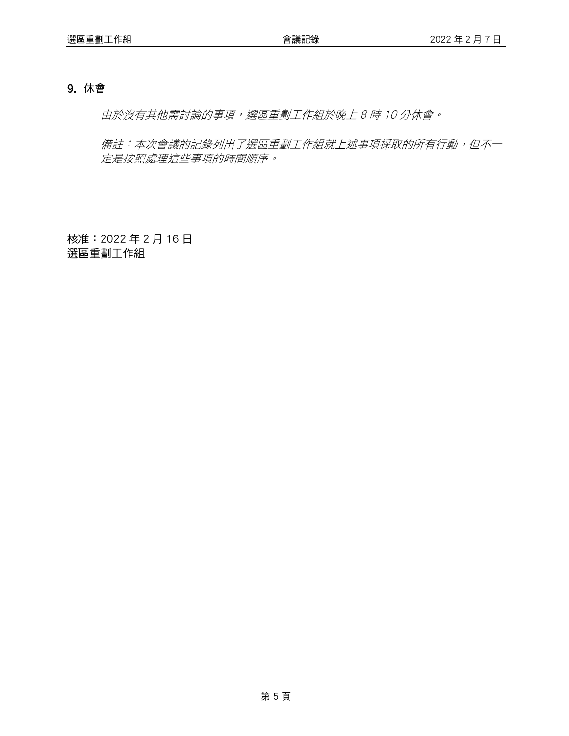## 9. 休會

*由於沒有其他需討論的事項，選區重劃工作組於晚上 8 時 10 分休會。*

*備註：本次會議的記錄列出了選區重劃工作組就上述事項採取的所有行動，但不一定是按照處理這些事項的時間順序。*

核准：2022 年 2 月 16 日
選區重劃工作組